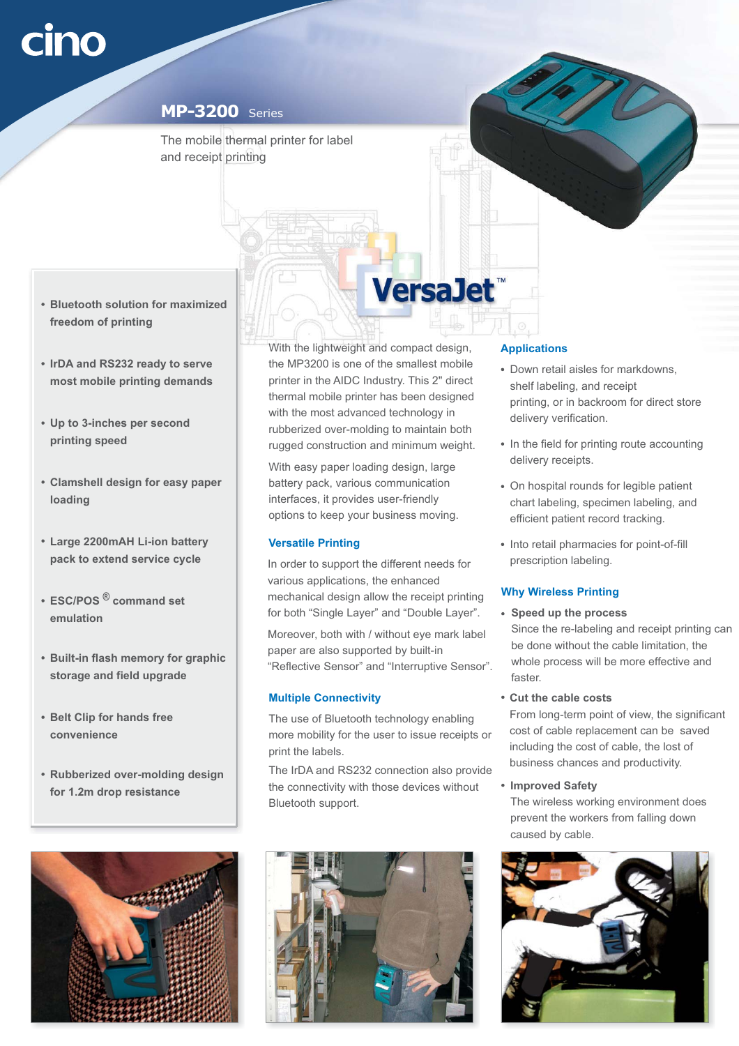cino

# MP-3200 Series

The mobile thermal printer for label and receipt printing

VersaJet™

- **Bluetooth solution for maximized freedom of printing**
- **IrDA and RS232 ready to serve most mobile printing demands**
- **Up to 3-inches per second printing speed**
- **Clamshell design for easy paper loading**
- **Large 2200mAH Li-ion battery pack to extend service cycle**
- **ESC/POS® command set emulation**
- **Built-in flash memory for graphic storage and field upgrade**
- **Belt Clip for hands free convenience**
- **Rubberized over-molding design for 1.2m drop resistance**

With the lightweight and compact design, the MP3200 is one of the smallest mobile printer in the AIDC Industry. This 2" direct thermal mobile printer has been designed with the most advanced technology in rubberized over-molding to maintain both rugged construction and minimum weight.

With easy paper loading design, large battery pack, various communication interfaces, it provides user-friendly options to keep your business moving.

## Versatile Printing

In order to support the different needs for various applications, the enhanced mechanical design allow the receipt printing for both "Single Layer" and "Double Layer".

Moreover, both with / without eye mark label paper are also supported by built-in "Reflective Sensor" and "Interruptive Sensor".

## Multiple Connectivity

The use of Bluetooth technology enabling more mobility for the user to issue receipts or print the labels.

The IrDA and RS232 connection also provide the connectivity with those devices without Bluetooth support.

## Applications

- Down retail aisles for markdowns, shelf labeling, and receipt printing, or in backroom for direct store delivery verification.
- In the field for printing route accounting delivery receipts.
- On hospital rounds for legible patient chart labeling, specimen labeling, and efficient patient record tracking.
- Into retail pharmacies for point-of-fill prescription labeling.

## Why Wireless Printing

- **Speed up the process**
  Since the re-labeling and receipt printing can be done without the cable limitation, the whole process will be more effective and faster.
- **Cut the cable costs**
  From long-term point of view, the significant cost of cable replacement can be saved including the cost of cable, the lost of business chances and productivity.
- **Improved Safety**
  The wireless working environment does prevent the workers from falling down caused by cable.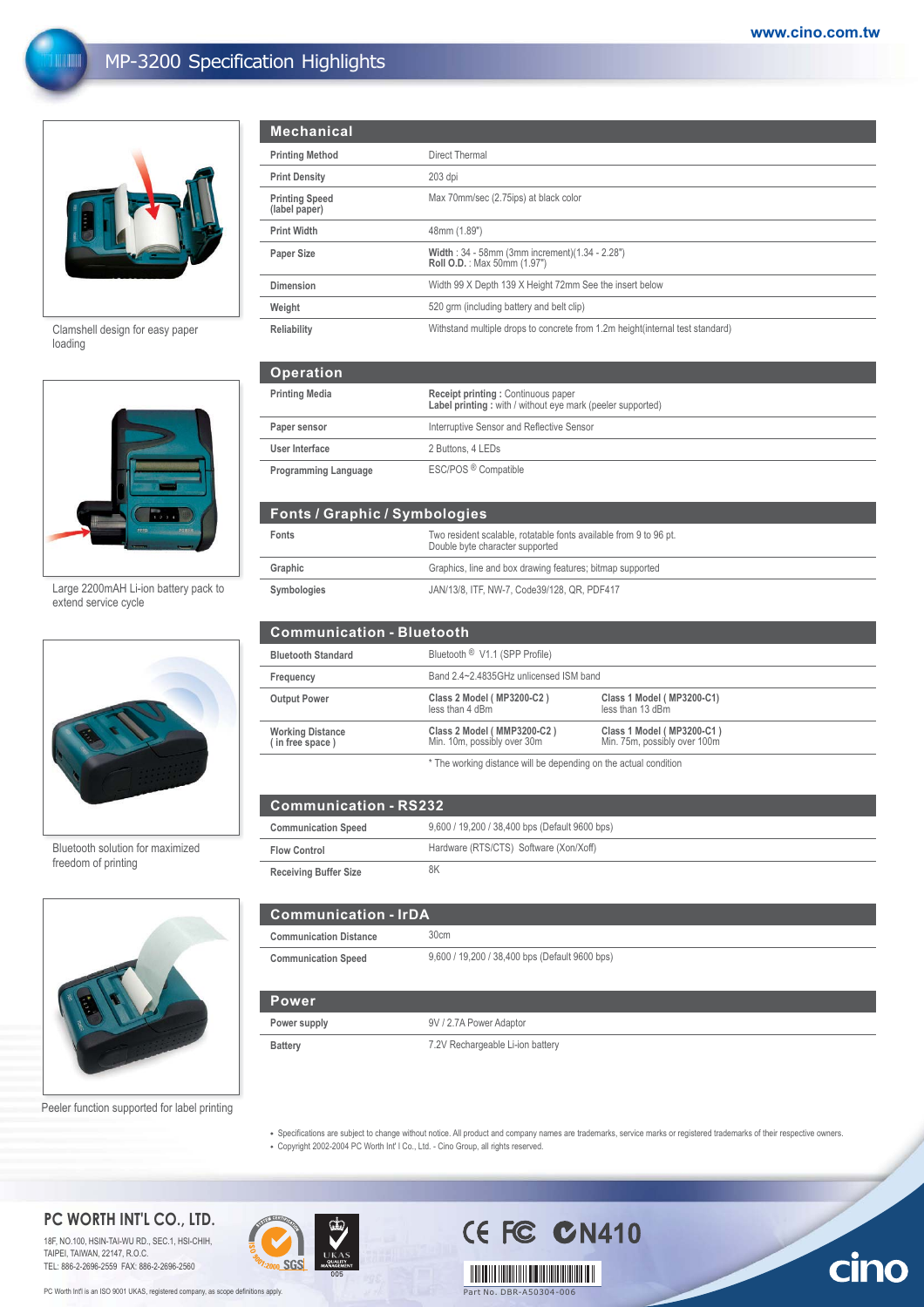# MP-3200 Specification Highlights

Clamshell design for easy paper loading

Large 2200mAH Li-ion battery pack to extend service cycle

Bluetooth solution for maximized freedom of printing

Peeler function supported for label printing

## Mechanical

| | |
|---|---|
| Printing Method | Direct Thermal |
| Print Density | 203 dpi |
| Printing Speed (label paper) | Max 70mm/sec (2.75ips) at black color |
| Print Width | 48mm (1.89") |
| Paper Size | **Width** : 34 - 58mm (3mm increment)(1.34 - 2.28")<br>**Roll O.D.** : Max 50mm (1.97") |
| Dimension | Width 99 X Depth 139 X Height 72mm See the insert below |
| Weight | 520 grm (including battery and belt clip) |
| Reliability | Withstand multiple drops to concrete from 1.2m height(internal test standard) |

## Operation

| | |
|---|---|
| Printing Media | **Receipt printing** : Continuous paper<br>**Label printing** : with / without eye mark (peeler supported) |
| Paper sensor | Interruptive Sensor and Reflective Sensor |
| User Interface | 2 Buttons, 4 LEDs |
| Programming Language | ESC/POS ® Compatible |

## Fonts / Graphic / Symbologies

| | |
|---|---|
| Fonts | Two resident scalable, rotatable fonts available from 9 to 96 pt.<br>Double byte character supported |
| Graphic | Graphics, line and box drawing features; bitmap supported |
| Symbologies | JAN/13/8, ITF, NW-7, Code39/128, QR, PDF417 |

## Communication - Bluetooth

| | | |
|---|---|---|
| Bluetooth Standard | Bluetooth ® V1.1 (SPP Profile) | |
| Frequency | Band 2.4~2.4835GHz unlicensed ISM band | |
| Output Power | **Class 2 Model ( MP3200-C2 )**<br>less than 4 dBm | **Class 1 Model ( MP3200-C1)**<br>less than 13 dBm |
| Working Distance ( in free space ) | **Class 2 Model ( MMP3200-C2 )**<br>Min. 10m, possibly over 30m | **Class 1 Model ( MP3200-C1 )**<br>Min. 75m, possibly over 100m |

\* The working distance will be depending on the actual condition

## Communication - RS232

| | |
|---|---|
| Communication Speed | 9,600 / 19,200 / 38,400 bps (Default 9600 bps) |
| Flow Control | Hardware (RTS/CTS) Software (Xon/Xoff) |
| Receiving Buffer Size | 8K |

## Communication - IrDA

| | |
|---|---|
| Communication Distance | 30cm |
| Communication Speed | 9,600 / 19,200 / 38,400 bps (Default 9600 bps) |

## Power

| | |
|---|---|
| Power supply | 9V / 2.7A Power Adaptor |
| Battery | 7.2V Rechargeable Li-ion battery |

- Specifications are subject to change without notice. All product and company names are trademarks, service marks or registered trademarks of their respective owners.
- Copyright 2002-2004 PC Worth Int' l Co., Ltd. - Cino Group, all rights reserved.

**PC WORTH INT'L CO., LTD.**

18F, NO.100, HSIN-TAI-WU RD., SEC.1, HSI-CHIH, TAIPEI, TAIWAN, 22147, R.O.C.
TEL: 886-2-2696-2559 FAX: 886-2-2696-2560

PC Worth Int'l is an ISO 9001 UKAS, registered company, as scope definitions apply.

CE FC N410

Part No. DBR-A50304-006

www.cino.com.tw

cino